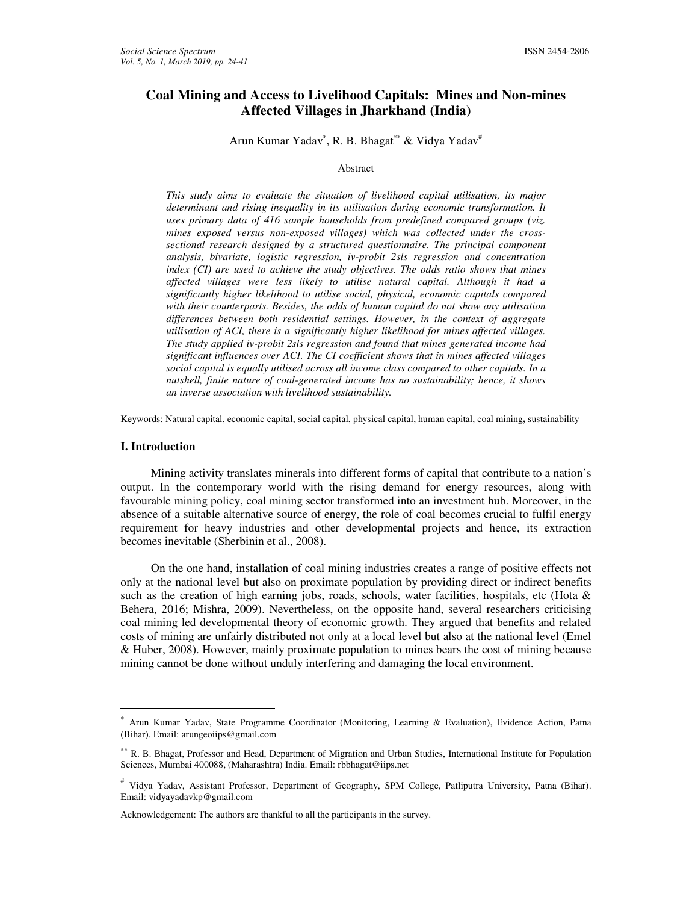# Coal Mining and Access to Livelihood Capitals: Mines and Non-mines Affected Villages in Jharkhand (India)

Arun Kumar Yadav[*], R. B. Bhagat[**] & Vidya Yadav[#]

Abstract

*This study aims to evaluate the situation of livelihood capital utilisation, its major determinant and rising inequality in its utilisation during economic transformation. It uses primary data of 416 sample households from predefined compared groups (viz. mines exposed versus non-exposed villages) which was collected under the cross-sectional research designed by a structured questionnaire. The principal component analysis, bivariate, logistic regression, iv-probit 2sls regression and concentration index (CI) are used to achieve the study objectives. The odds ratio shows that mines affected villages were less likely to utilise natural capital. Although it had a significantly higher likelihood to utilise social, physical, economic capitals compared with their counterparts. Besides, the odds of human capital do not show any utilisation differences between both residential settings. However, in the context of aggregate utilisation of ACI, there is a significantly higher likelihood for mines affected villages. The study applied iv-probit 2sls regression and found that mines generated income had significant influences over ACI. The CI coefficient shows that in mines affected villages social capital is equally utilised across all income class compared to other capitals. In a nutshell, finite nature of coal-generated income has no sustainability; hence, it shows an inverse association with livelihood sustainability.*

Keywords: Natural capital, economic capital, social capital, physical capital, human capital, coal mining**,** sustainability

## I. Introduction

Mining activity translates minerals into different forms of capital that contribute to a nation's output. In the contemporary world with the rising demand for energy resources, along with favourable mining policy, coal mining sector transformed into an investment hub. Moreover, in the absence of a suitable alternative source of energy, the role of coal becomes crucial to fulfil energy requirement for heavy industries and other developmental projects and hence, its extraction becomes inevitable (Sherbinin et al., 2008).

On the one hand, installation of coal mining industries creates a range of positive effects not only at the national level but also on proximate population by providing direct or indirect benefits such as the creation of high earning jobs, roads, schools, water facilities, hospitals, etc (Hota & Behera, 2016; Mishra, 2009). Nevertheless, on the opposite hand, several researchers criticising coal mining led developmental theory of economic growth. They argued that benefits and related costs of mining are unfairly distributed not only at a local level but also at the national level (Emel & Huber, 2008). However, mainly proximate population to mines bears the cost of mining because mining cannot be done without unduly interfering and damaging the local environment.

---

[*] Arun Kumar Yadav, State Programme Coordinator (Monitoring, Learning & Evaluation), Evidence Action, Patna (Bihar). Email: arungeoiips@gmail.com

[**] R. B. Bhagat, Professor and Head, Department of Migration and Urban Studies, International Institute for Population Sciences, Mumbai 400088, (Maharashtra) India. Email: rbbhagat@iips.net

[#] Vidya Yadav, Assistant Professor, Department of Geography, SPM College, Patliputra University, Patna (Bihar). Email: vidyayadavkp@gmail.com

Acknowledgement: The authors are thankful to all the participants in the survey.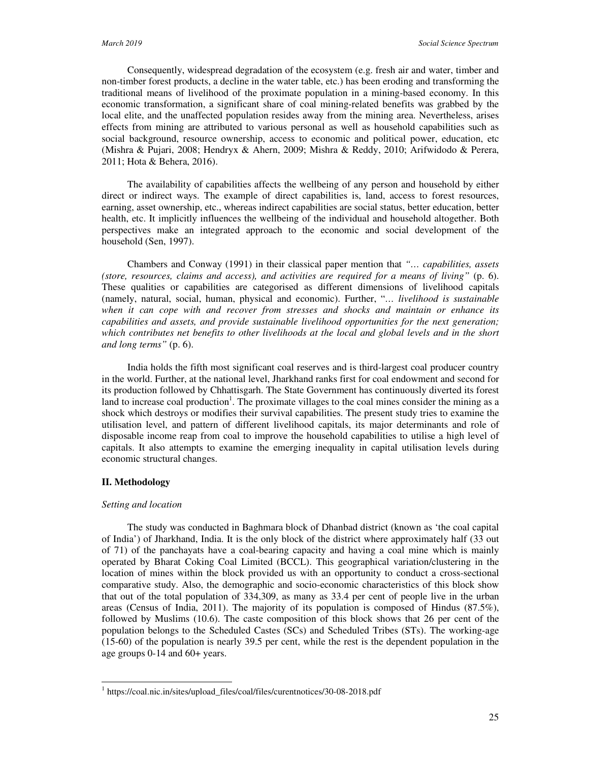Consequently, widespread degradation of the ecosystem (e.g. fresh air and water, timber and non-timber forest products, a decline in the water table, etc.) has been eroding and transforming the traditional means of livelihood of the proximate population in a mining-based economy. In this economic transformation, a significant share of coal mining-related benefits was grabbed by the local elite, and the unaffected population resides away from the mining area. Nevertheless, arises effects from mining are attributed to various personal as well as household capabilities such as social background, resource ownership, access to economic and political power, education, etc (Mishra & Pujari, 2008; Hendryx & Ahern, 2009; Mishra & Reddy, 2010; Arifwidodo & Perera, 2011; Hota & Behera, 2016).

The availability of capabilities affects the wellbeing of any person and household by either direct or indirect ways. The example of direct capabilities is, land, access to forest resources, earning, asset ownership, etc., whereas indirect capabilities are social status, better education, better health, etc. It implicitly influences the wellbeing of the individual and household altogether. Both perspectives make an integrated approach to the economic and social development of the household (Sen, 1997).

Chambers and Conway (1991) in their classical paper mention that *"… capabilities, assets (store, resources, claims and access), and activities are required for a means of living"* (p. 6). These qualities or capabilities are categorised as different dimensions of livelihood capitals (namely, natural, social, human, physical and economic). Further, "… *livelihood is sustainable when it can cope with and recover from stresses and shocks and maintain or enhance its capabilities and assets, and provide sustainable livelihood opportunities for the next generation; which contributes net benefits to other livelihoods at the local and global levels and in the short and long terms"* (p. 6).

India holds the fifth most significant coal reserves and is third-largest coal producer country in the world. Further, at the national level, Jharkhand ranks first for coal endowment and second for its production followed by Chhattisgarh. The State Government has continuously diverted its forest land to increase coal production[1]. The proximate villages to the coal mines consider the mining as a shock which destroys or modifies their survival capabilities. The present study tries to examine the utilisation level, and pattern of different livelihood capitals, its major determinants and role of disposable income reap from coal to improve the household capabilities to utilise a high level of capitals. It also attempts to examine the emerging inequality in capital utilisation levels during economic structural changes.

## II. Methodology

*Setting and location*

The study was conducted in Baghmara block of Dhanbad district (known as 'the coal capital of India') of Jharkhand, India. It is the only block of the district where approximately half (33 out of 71) of the panchayats have a coal-bearing capacity and having a coal mine which is mainly operated by Bharat Coking Coal Limited (BCCL). This geographical variation/clustering in the location of mines within the block provided us with an opportunity to conduct a cross-sectional comparative study. Also, the demographic and socio-economic characteristics of this block show that out of the total population of 334,309, as many as 33.4 per cent of people live in the urban areas (Census of India, 2011). The majority of its population is composed of Hindus (87.5%), followed by Muslims (10.6). The caste composition of this block shows that 26 per cent of the population belongs to the Scheduled Castes (SCs) and Scheduled Tribes (STs). The working-age (15-60) of the population is nearly 39.5 per cent, while the rest is the dependent population in the age groups 0-14 and 60+ years.

[1] https://coal.nic.in/sites/upload_files/coal/files/curentnotices/30-08-2018.pdf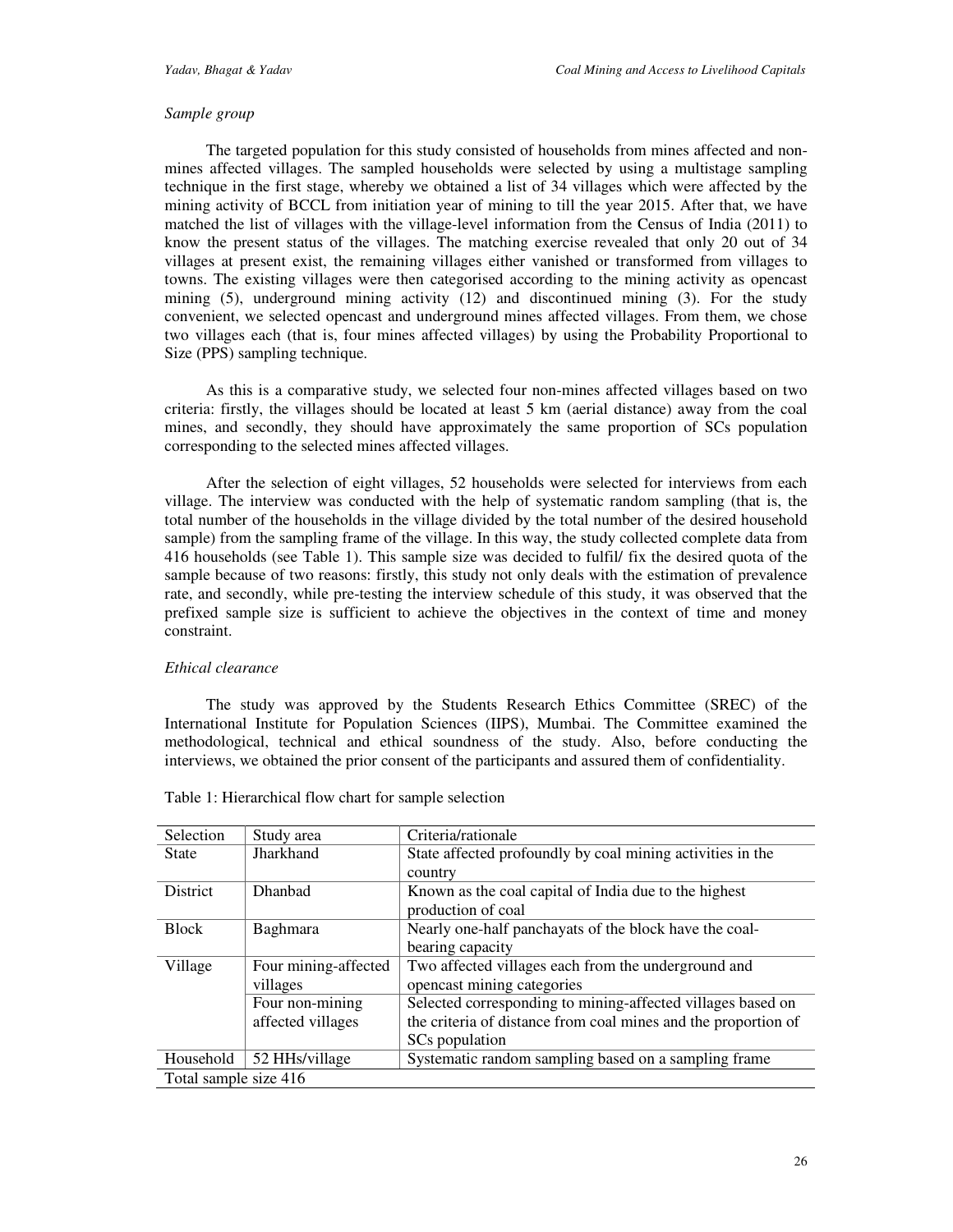*Sample group*

The targeted population for this study consisted of households from mines affected and non-mines affected villages. The sampled households were selected by using a multistage sampling technique in the first stage, whereby we obtained a list of 34 villages which were affected by the mining activity of BCCL from initiation year of mining to till the year 2015. After that, we have matched the list of villages with the village-level information from the Census of India (2011) to know the present status of the villages. The matching exercise revealed that only 20 out of 34 villages at present exist, the remaining villages either vanished or transformed from villages to towns. The existing villages were then categorised according to the mining activity as opencast mining (5), underground mining activity (12) and discontinued mining (3). For the study convenient, we selected opencast and underground mines affected villages. From them, we chose two villages each (that is, four mines affected villages) by using the Probability Proportional to Size (PPS) sampling technique.

As this is a comparative study, we selected four non-mines affected villages based on two criteria: firstly, the villages should be located at least 5 km (aerial distance) away from the coal mines, and secondly, they should have approximately the same proportion of SCs population corresponding to the selected mines affected villages.

After the selection of eight villages, 52 households were selected for interviews from each village. The interview was conducted with the help of systematic random sampling (that is, the total number of the households in the village divided by the total number of the desired household sample) from the sampling frame of the village. In this way, the study collected complete data from 416 households (see Table 1). This sample size was decided to fulfil/ fix the desired quota of the sample because of two reasons: firstly, this study not only deals with the estimation of prevalence rate, and secondly, while pre-testing the interview schedule of this study, it was observed that the prefixed sample size is sufficient to achieve the objectives in the context of time and money constraint.

*Ethical clearance*

The study was approved by the Students Research Ethics Committee (SREC) of the International Institute for Population Sciences (IIPS), Mumbai. The Committee examined the methodological, technical and ethical soundness of the study. Also, before conducting the interviews, we obtained the prior consent of the participants and assured them of confidentiality.

Table 1: Hierarchical flow chart for sample selection

| Selection | Study area | Criteria/rationale |
|---|---|---|
| State | Jharkhand | State affected profoundly by coal mining activities in the country |
| District | Dhanbad | Known as the coal capital of India due to the highest production of coal |
| Block | Baghmara | Nearly one-half panchayats of the block have the coal-bearing capacity |
| Village | Four mining-affected villages | Two affected villages each from the underground and opencast mining categories |
| | Four non-mining affected villages | Selected corresponding to mining-affected villages based on the criteria of distance from coal mines and the proportion of SCs population |
| Household | 52 HHs/village | Systematic random sampling based on a sampling frame |
| Total sample size 416 | | |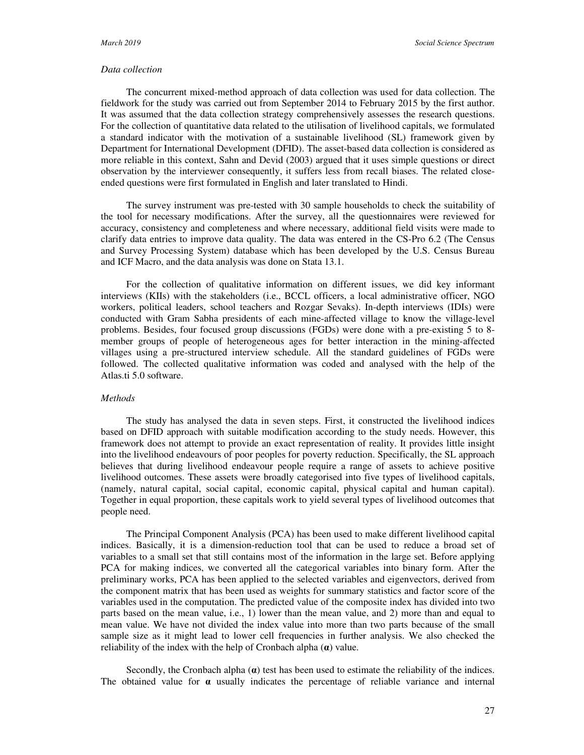*Data collection*

The concurrent mixed-method approach of data collection was used for data collection. The fieldwork for the study was carried out from September 2014 to February 2015 by the first author. It was assumed that the data collection strategy comprehensively assesses the research questions. For the collection of quantitative data related to the utilisation of livelihood capitals, we formulated a standard indicator with the motivation of a sustainable livelihood (SL) framework given by Department for International Development (DFID). The asset-based data collection is considered as more reliable in this context, Sahn and Devid (2003) argued that it uses simple questions or direct observation by the interviewer consequently, it suffers less from recall biases. The related close-ended questions were first formulated in English and later translated to Hindi.

The survey instrument was pre-tested with 30 sample households to check the suitability of the tool for necessary modifications. After the survey, all the questionnaires were reviewed for accuracy, consistency and completeness and where necessary, additional field visits were made to clarify data entries to improve data quality. The data was entered in the CS-Pro 6.2 (The Census and Survey Processing System) database which has been developed by the U.S. Census Bureau and ICF Macro, and the data analysis was done on Stata 13.1.

For the collection of qualitative information on different issues, we did key informant interviews (KIIs) with the stakeholders (i.e., BCCL officers, a local administrative officer, NGO workers, political leaders, school teachers and Rozgar Sevaks). In-depth interviews (IDIs) were conducted with Gram Sabha presidents of each mine-affected village to know the village-level problems. Besides, four focused group discussions (FGDs) were done with a pre-existing 5 to 8-member groups of people of heterogeneous ages for better interaction in the mining-affected villages using a pre-structured interview schedule. All the standard guidelines of FGDs were followed. The collected qualitative information was coded and analysed with the help of the Atlas.ti 5.0 software.

*Methods*

The study has analysed the data in seven steps. First, it constructed the livelihood indices based on DFID approach with suitable modification according to the study needs. However, this framework does not attempt to provide an exact representation of reality. It provides little insight into the livelihood endeavours of poor peoples for poverty reduction. Specifically, the SL approach believes that during livelihood endeavour people require a range of assets to achieve positive livelihood outcomes. These assets were broadly categorised into five types of livelihood capitals, (namely, natural capital, social capital, economic capital, physical capital and human capital). Together in equal proportion, these capitals work to yield several types of livelihood outcomes that people need.

The Principal Component Analysis (PCA) has been used to make different livelihood capital indices. Basically, it is a dimension-reduction tool that can be used to reduce a broad set of variables to a small set that still contains most of the information in the large set. Before applying PCA for making indices, we converted all the categorical variables into binary form. After the preliminary works, PCA has been applied to the selected variables and eigenvectors, derived from the component matrix that has been used as weights for summary statistics and factor score of the variables used in the computation. The predicted value of the composite index has divided into two parts based on the mean value, i.e., 1) lower than the mean value, and 2) more than and equal to mean value. We have not divided the index value into more than two parts because of the small sample size as it might lead to lower cell frequencies in further analysis. We also checked the reliability of the index with the help of Cronbach alpha (**α**) value.

Secondly, the Cronbach alpha (**α**) test has been used to estimate the reliability of the indices. The obtained value for **α** usually indicates the percentage of reliable variance and internal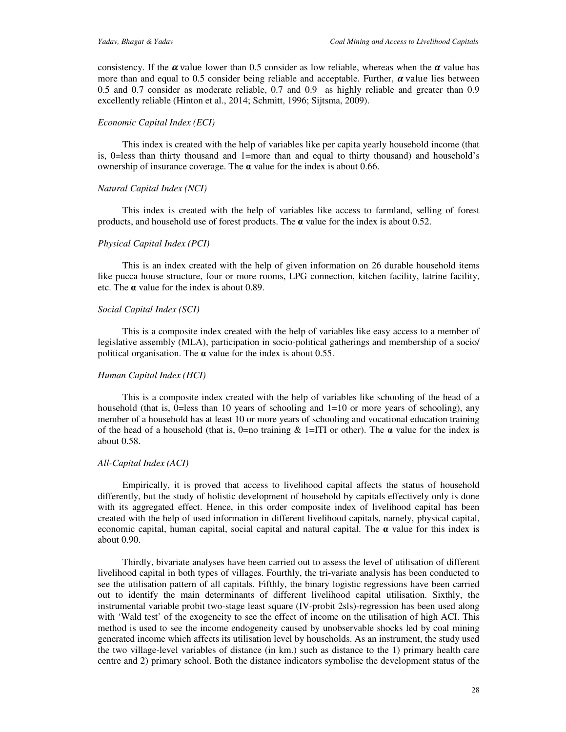consistency. If the $\alpha$ value lower than 0.5 consider as low reliable, whereas when the $\alpha$ value has more than and equal to 0.5 consider being reliable and acceptable. Further, $\alpha$ value lies between 0.5 and 0.7 consider as moderate reliable, 0.7 and 0.9 as highly reliable and greater than 0.9 excellently reliable (Hinton et al., 2014; Schmitt, 1996; Sijtsma, 2009).

*Economic Capital Index (ECI)*

This index is created with the help of variables like per capita yearly household income (that is, 0=less than thirty thousand and 1=more than and equal to thirty thousand) and household's ownership of insurance coverage. The **α** value for the index is about 0.66.

*Natural Capital Index (NCI)*

This index is created with the help of variables like access to farmland, selling of forest products, and household use of forest products. The **α** value for the index is about 0.52.

*Physical Capital Index (PCI)*

This is an index created with the help of given information on 26 durable household items like pucca house structure, four or more rooms, LPG connection, kitchen facility, latrine facility, etc. The **α** value for the index is about 0.89.

*Social Capital Index (SCI)*

This is a composite index created with the help of variables like easy access to a member of legislative assembly (MLA), participation in socio-political gatherings and membership of a socio/ political organisation. The **α** value for the index is about 0.55.

*Human Capital Index (HCI)*

This is a composite index created with the help of variables like schooling of the head of a household (that is, 0=less than 10 years of schooling and 1=10 or more years of schooling), any member of a household has at least 10 or more years of schooling and vocational education training of the head of a household (that is, 0=no training & 1=ITI or other). The **α** value for the index is about 0.58.

*All-Capital Index (ACI)*

Empirically, it is proved that access to livelihood capital affects the status of household differently, but the study of holistic development of household by capitals effectively only is done with its aggregated effect. Hence, in this order composite index of livelihood capital has been created with the help of used information in different livelihood capitals, namely, physical capital, economic capital, human capital, social capital and natural capital. The **α** value for this index is about 0.90.

Thirdly, bivariate analyses have been carried out to assess the level of utilisation of different livelihood capital in both types of villages. Fourthly, the tri-variate analysis has been conducted to see the utilisation pattern of all capitals. Fifthly, the binary logistic regressions have been carried out to identify the main determinants of different livelihood capital utilisation. Sixthly, the instrumental variable probit two-stage least square (IV-probit 2sls)-regression has been used along with 'Wald test' of the exogeneity to see the effect of income on the utilisation of high ACI. This method is used to see the income endogeneity caused by unobservable shocks led by coal mining generated income which affects its utilisation level by households. As an instrument, the study used the two village-level variables of distance (in km.) such as distance to the 1) primary health care centre and 2) primary school. Both the distance indicators symbolise the development status of the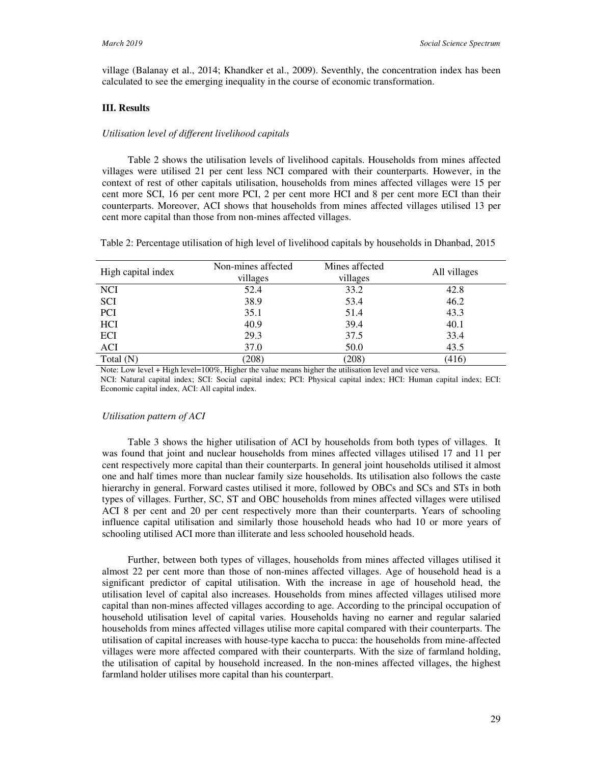village (Balanay et al., 2014; Khandker et al., 2009). Seventhly, the concentration index has been calculated to see the emerging inequality in the course of economic transformation.

## III. Results

### *Utilisation level of different livelihood capitals*

Table 2 shows the utilisation levels of livelihood capitals. Households from mines affected villages were utilised 21 per cent less NCI compared with their counterparts. However, in the context of rest of other capitals utilisation, households from mines affected villages were 15 per cent more SCI, 16 per cent more PCI, 2 per cent more HCI and 8 per cent more ECI than their counterparts. Moreover, ACI shows that households from mines affected villages utilised 13 per cent more capital than those from non-mines affected villages.

Table 2: Percentage utilisation of high level of livelihood capitals by households in Dhanbad, 2015

| High capital index | Non-mines affected villages | Mines affected villages | All villages |
|---|---|---|---|
| NCI | 52.4 | 33.2 | 42.8 |
| SCI | 38.9 | 53.4 | 46.2 |
| PCI | 35.1 | 51.4 | 43.3 |
| HCI | 40.9 | 39.4 | 40.1 |
| ECI | 29.3 | 37.5 | 33.4 |
| ACI | 37.0 | 50.0 | 43.5 |
| Total (N) | (208) | (208) | (416) |

Note: Low level + High level=100%, Higher the value means higher the utilisation level and vice versa.
NCI: Natural capital index; SCI: Social capital index; PCI: Physical capital index; HCI: Human capital index; ECI: Economic capital index, ACI: All capital index.

### *Utilisation pattern of ACI*

Table 3 shows the higher utilisation of ACI by households from both types of villages. It was found that joint and nuclear households from mines affected villages utilised 17 and 11 per cent respectively more capital than their counterparts. In general joint households utilised it almost one and half times more than nuclear family size households. Its utilisation also follows the caste hierarchy in general. Forward castes utilised it more, followed by OBCs and SCs and STs in both types of villages. Further, SC, ST and OBC households from mines affected villages were utilised ACI 8 per cent and 20 per cent respectively more than their counterparts. Years of schooling influence capital utilisation and similarly those household heads who had 10 or more years of schooling utilised ACI more than illiterate and less schooled household heads.

Further, between both types of villages, households from mines affected villages utilised it almost 22 per cent more than those of non-mines affected villages. Age of household head is a significant predictor of capital utilisation. With the increase in age of household head, the utilisation level of capital also increases. Households from mines affected villages utilised more capital than non-mines affected villages according to age. According to the principal occupation of household utilisation level of capital varies. Households having no earner and regular salaried households from mines affected villages utilise more capital compared with their counterparts. The utilisation of capital increases with house-type kaccha to pucca: the households from mine-affected villages were more affected compared with their counterparts. With the size of farmland holding, the utilisation of capital by household increased. In the non-mines affected villages, the highest farmland holder utilises more capital than his counterpart.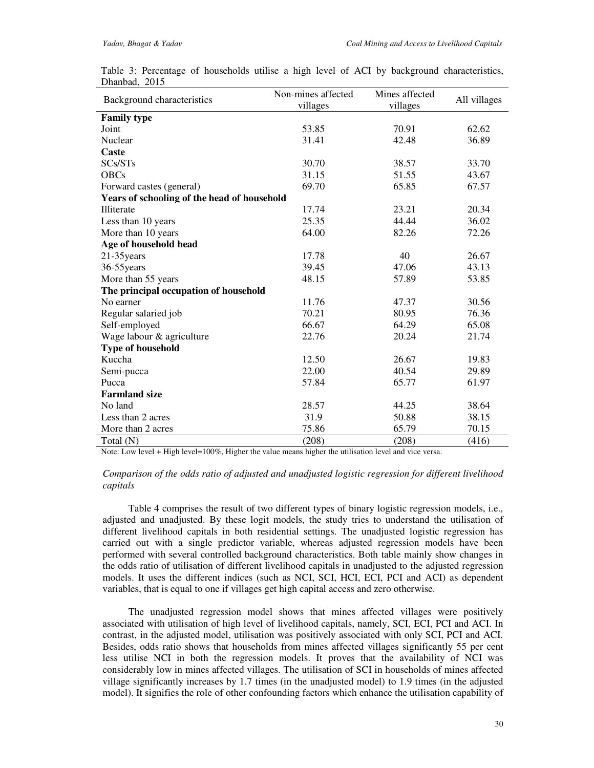Table 3: Percentage of households utilise a high level of ACI by background characteristics, Dhanbad, 2015

| Background characteristics | Non-mines affected villages | Mines affected villages | All villages |
|---|---|---|---|
| **Family type** | | | |
| Joint | 53.85 | 70.91 | 62.62 |
| Nuclear | 31.41 | 42.48 | 36.89 |
| **Caste** | | | |
| SCs/STs | 30.70 | 38.57 | 33.70 |
| OBCs | 31.15 | 51.55 | 43.67 |
| Forward castes (general) | 69.70 | 65.85 | 67.57 |
| **Years of schooling of the head of household** | | | |
| Illiterate | 17.74 | 23.21 | 20.34 |
| Less than 10 years | 25.35 | 44.44 | 36.02 |
| More than 10 years | 64.00 | 82.26 | 72.26 |
| **Age of household head** | | | |
| 21-35years | 17.78 | 40 | 26.67 |
| 36-55years | 39.45 | 47.06 | 43.13 |
| More than 55 years | 48.15 | 57.89 | 53.85 |
| **The principal occupation of household** | | | |
| No earner | 11.76 | 47.37 | 30.56 |
| Regular salaried job | 70.21 | 80.95 | 76.36 |
| Self-employed | 66.67 | 64.29 | 65.08 |
| Wage labour & agriculture | 22.76 | 20.24 | 21.74 |
| **Type of household** | | | |
| Kuccha | 12.50 | 26.67 | 19.83 |
| Semi-pucca | 22.00 | 40.54 | 29.89 |
| Pucca | 57.84 | 65.77 | 61.97 |
| **Farmland size** | | | |
| No land | 28.57 | 44.25 | 38.64 |
| Less than 2 acres | 31.9 | 50.88 | 38.15 |
| More than 2 acres | 75.86 | 65.79 | 70.15 |
| Total (N) | (208) | (208) | (416) |

Note: Low level + High level=100%, Higher the value means higher the utilisation level and vice versa.

*Comparison of the odds ratio of adjusted and unadjusted logistic regression for different livelihood capitals*

Table 4 comprises the result of two different types of binary logistic regression models, i.e., adjusted and unadjusted. By these logit models, the study tries to understand the utilisation of different livelihood capitals in both residential settings. The unadjusted logistic regression has carried out with a single predictor variable, whereas adjusted regression models have been performed with several controlled background characteristics. Both table mainly show changes in the odds ratio of utilisation of different livelihood capitals in unadjusted to the adjusted regression models. It uses the different indices (such as NCI, SCI, HCI, ECI, PCI and ACI) as dependent variables, that is equal to one if villages get high capital access and zero otherwise.

The unadjusted regression model shows that mines affected villages were positively associated with utilisation of high level of livelihood capitals, namely, SCI, ECI, PCI and ACI. In contrast, in the adjusted model, utilisation was positively associated with only SCI, PCI and ACI. Besides, odds ratio shows that households from mines affected villages significantly 55 per cent less utilise NCI in both the regression models. It proves that the availability of NCI was considerably low in mines affected villages. The utilisation of SCI in households of mines affected village significantly increases by 1.7 times (in the unadjusted model) to 1.9 times (in the adjusted model). It signifies the role of other confounding factors which enhance the utilisation capability of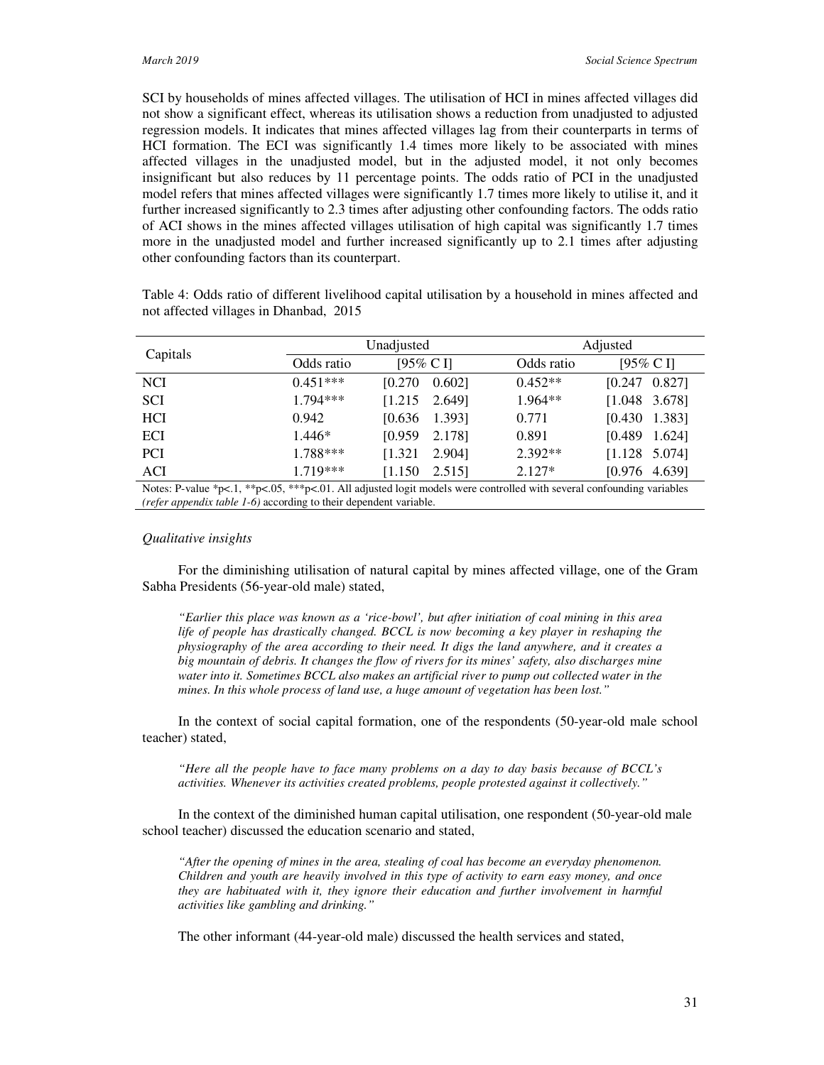SCI by households of mines affected villages. The utilisation of HCI in mines affected villages did not show a significant effect, whereas its utilisation shows a reduction from unadjusted to adjusted regression models. It indicates that mines affected villages lag from their counterparts in terms of HCI formation. The ECI was significantly 1.4 times more likely to be associated with mines affected villages in the unadjusted model, but in the adjusted model, it not only becomes insignificant but also reduces by 11 percentage points. The odds ratio of PCI in the unadjusted model refers that mines affected villages were significantly 1.7 times more likely to utilise it, and it further increased significantly to 2.3 times after adjusting other confounding factors. The odds ratio of ACI shows in the mines affected villages utilisation of high capital was significantly 1.7 times more in the unadjusted model and further increased significantly up to 2.1 times after adjusting other confounding factors than its counterpart.

Table 4: Odds ratio of different livelihood capital utilisation by a household in mines affected and not affected villages in Dhanbad, 2015

| Capitals | Unadjusted | | Adjusted | |
|---|---|---|---|---|
| | Odds ratio | [95% C I] | Odds ratio | [95% C I] |
| NCI | 0.451*** | [0.270 0.602] | 0.452** | [0.247 0.827] |
| SCI | 1.794*** | [1.215 2.649] | 1.964** | [1.048 3.678] |
| HCI | 0.942 | [0.636 1.393] | 0.771 | [0.430 1.383] |
| ECI | 1.446* | [0.959 2.178] | 0.891 | [0.489 1.624] |
| PCI | 1.788*** | [1.321 2.904] | 2.392** | [1.128 5.074] |
| ACI | 1.719*** | [1.150 2.515] | 2.127* | [0.976 4.639] |

Notes: P-value *p<.1, **p<.05, ***p<.01. All adjusted logit models were controlled with several confounding variables *(refer appendix table 1-6)* according to their dependent variable.

### *Qualitative insights*

For the diminishing utilisation of natural capital by mines affected village, one of the Gram Sabha Presidents (56-year-old male) stated,

> *"Earlier this place was known as a 'rice-bowl', but after initiation of coal mining in this area life of people has drastically changed. BCCL is now becoming a key player in reshaping the physiography of the area according to their need. It digs the land anywhere, and it creates a big mountain of debris. It changes the flow of rivers for its mines' safety, also discharges mine water into it. Sometimes BCCL also makes an artificial river to pump out collected water in the mines. In this whole process of land use, a huge amount of vegetation has been lost."*

In the context of social capital formation, one of the respondents (50-year-old male school teacher) stated,

> *"Here all the people have to face many problems on a day to day basis because of BCCL's activities. Whenever its activities created problems, people protested against it collectively."*

In the context of the diminished human capital utilisation, one respondent (50-year-old male school teacher) discussed the education scenario and stated,

> *"After the opening of mines in the area, stealing of coal has become an everyday phenomenon. Children and youth are heavily involved in this type of activity to earn easy money, and once they are habituated with it, they ignore their education and further involvement in harmful activities like gambling and drinking."*

The other informant (44-year-old male) discussed the health services and stated,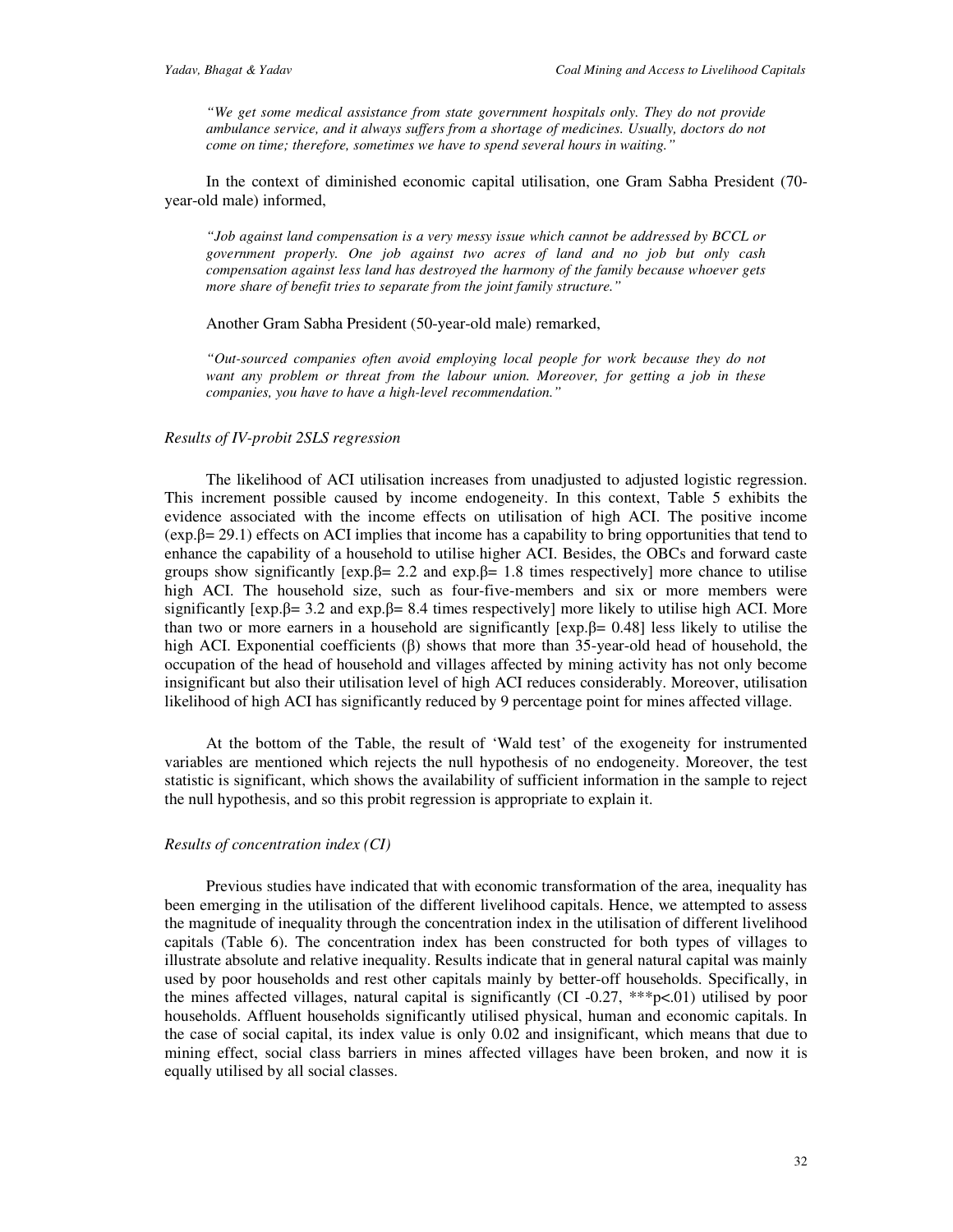> *"We get some medical assistance from state government hospitals only. They do not provide ambulance service, and it always suffers from a shortage of medicines. Usually, doctors do not come on time; therefore, sometimes we have to spend several hours in waiting."*

In the context of diminished economic capital utilisation, one Gram Sabha President (70-year-old male) informed,

> *"Job against land compensation is a very messy issue which cannot be addressed by BCCL or government properly. One job against two acres of land and no job but only cash compensation against less land has destroyed the harmony of the family because whoever gets more share of benefit tries to separate from the joint family structure."*

Another Gram Sabha President (50-year-old male) remarked,

> *"Out-sourced companies often avoid employing local people for work because they do not want any problem or threat from the labour union. Moreover, for getting a job in these companies, you have to have a high-level recommendation."*

### *Results of IV-probit 2SLS regression*

The likelihood of ACI utilisation increases from unadjusted to adjusted logistic regression. This increment possible caused by income endogeneity. In this context, Table 5 exhibits the evidence associated with the income effects on utilisation of high ACI. The positive income (exp.β= 29.1) effects on ACI implies that income has a capability to bring opportunities that tend to enhance the capability of a household to utilise higher ACI. Besides, the OBCs and forward caste groups show significantly [exp.β= 2.2 and exp.β= 1.8 times respectively] more chance to utilise high ACI. The household size, such as four-five-members and six or more members were significantly [exp.β= 3.2 and exp.β= 8.4 times respectively] more likely to utilise high ACI. More than two or more earners in a household are significantly [exp.β= 0.48] less likely to utilise the high ACI. Exponential coefficients (β) shows that more than 35-year-old head of household, the occupation of the head of household and villages affected by mining activity has not only become insignificant but also their utilisation level of high ACI reduces considerably. Moreover, utilisation likelihood of high ACI has significantly reduced by 9 percentage point for mines affected village.

At the bottom of the Table, the result of 'Wald test' of the exogeneity for instrumented variables are mentioned which rejects the null hypothesis of no endogeneity. Moreover, the test statistic is significant, which shows the availability of sufficient information in the sample to reject the null hypothesis, and so this probit regression is appropriate to explain it.

### *Results of concentration index (CI)*

Previous studies have indicated that with economic transformation of the area, inequality has been emerging in the utilisation of the different livelihood capitals. Hence, we attempted to assess the magnitude of inequality through the concentration index in the utilisation of different livelihood capitals (Table 6). The concentration index has been constructed for both types of villages to illustrate absolute and relative inequality. Results indicate that in general natural capital was mainly used by poor households and rest other capitals mainly by better-off households. Specifically, in the mines affected villages, natural capital is significantly (CI -0.27, ***p<.01) utilised by poor households. Affluent households significantly utilised physical, human and economic capitals. In the case of social capital, its index value is only 0.02 and insignificant, which means that due to mining effect, social class barriers in mines affected villages have been broken, and now it is equally utilised by all social classes.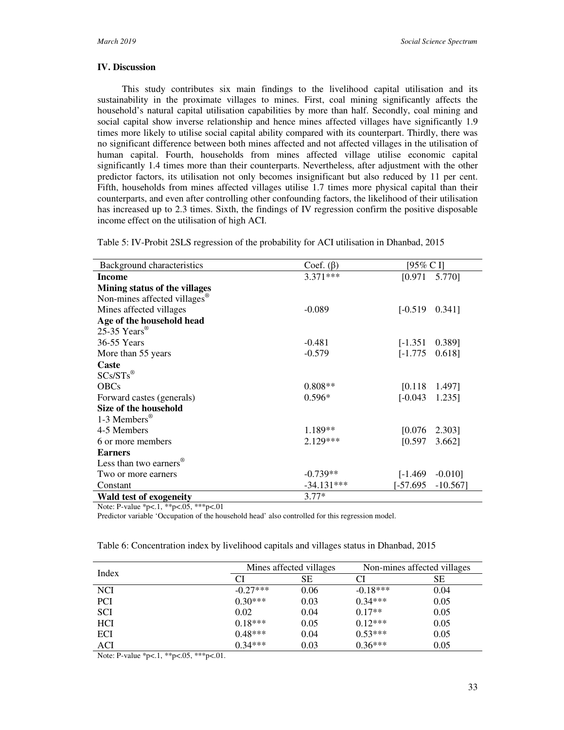### IV. Discussion

This study contributes six main findings to the livelihood capital utilisation and its sustainability in the proximate villages to mines. First, coal mining significantly affects the household's natural capital utilisation capabilities by more than half. Secondly, coal mining and social capital show inverse relationship and hence mines affected villages have significantly 1.9 times more likely to utilise social capital ability compared with its counterpart. Thirdly, there was no significant difference between both mines affected and not affected villages in the utilisation of human capital. Fourth, households from mines affected village utilise economic capital significantly 1.4 times more than their counterparts. Nevertheless, after adjustment with the other predictor factors, its utilisation not only becomes insignificant but also reduced by 11 per cent. Fifth, households from mines affected villages utilise 1.7 times more physical capital than their counterparts, and even after controlling other confounding factors, the likelihood of their utilisation has increased up to 2.3 times. Sixth, the findings of IV regression confirm the positive disposable income effect on the utilisation of high ACI.

Table 5: IV-Probit 2SLS regression of the probability for ACI utilisation in Dhanbad, 2015

| Background characteristics | Coef. (β) | [95% C I] |
|---|---|---|
| **Income** | 3.371*** | [0.971 5.770] |
| **Mining status of the villages** | | |
| Non-mines affected villages® | | |
| Mines affected villages | -0.089 | [-0.519 0.341] |
| **Age of the household head** | | |
| 25-35 Years® | | |
| 36-55 Years | -0.481 | [-1.351 0.389] |
| More than 55 years | -0.579 | [-1.775 0.618] |
| **Caste** | | |
| SCs/STs® | | |
| OBCs | 0.808** | [0.118 1.497] |
| Forward castes (generals) | 0.596* | [-0.043 1.235] |
| **Size of the household** | | |
| 1-3 Members® | | |
| 4-5 Members | 1.189** | [0.076 2.303] |
| 6 or more members | 2.129*** | [0.597 3.662] |
| **Earners** | | |
| Less than two earners® | | |
| Two or more earners | -0.739** | [-1.469 -0.010] |
| Constant | -34.131*** | [-57.695 -10.567] |
| **Wald test of exogeneity** | 3.77* | |

Note: P-value *p<.1, **p<.05, ***p<.01

Predictor variable 'Occupation of the household head' also controlled for this regression model.

Table 6: Concentration index by livelihood capitals and villages status in Dhanbad, 2015

| Index | Mines affected villages | | Non-mines affected villages | |
|---|---|---|---|---|
| | CI | SE | CI | SE |
| NCI | -0.27*** | 0.06 | -0.18*** | 0.04 |
| PCI | 0.30*** | 0.03 | 0.34*** | 0.05 |
| SCI | 0.02 | 0.04 | 0.17** | 0.05 |
| HCI | 0.18*** | 0.05 | 0.12*** | 0.05 |
| ECI | 0.48*** | 0.04 | 0.53*** | 0.05 |
| ACI | 0.34*** | 0.03 | 0.36*** | 0.05 |

Note: P-value *p<.1, **p<.05, ***p<.01.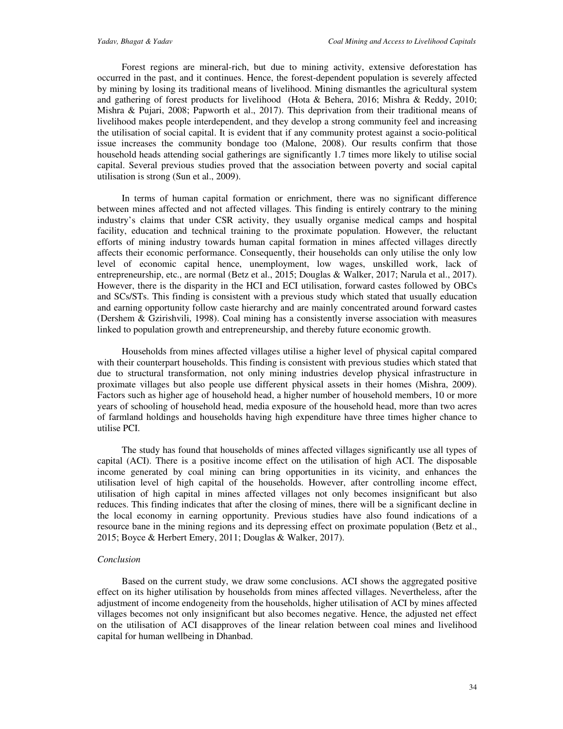Forest regions are mineral-rich, but due to mining activity, extensive deforestation has occurred in the past, and it continues. Hence, the forest-dependent population is severely affected by mining by losing its traditional means of livelihood. Mining dismantles the agricultural system and gathering of forest products for livelihood (Hota & Behera, 2016; Mishra & Reddy, 2010; Mishra & Pujari, 2008; Papworth et al., 2017). This deprivation from their traditional means of livelihood makes people interdependent, and they develop a strong community feel and increasing the utilisation of social capital. It is evident that if any community protest against a socio-political issue increases the community bondage too (Malone, 2008). Our results confirm that those household heads attending social gatherings are significantly 1.7 times more likely to utilise social capital. Several previous studies proved that the association between poverty and social capital utilisation is strong (Sun et al., 2009).

In terms of human capital formation or enrichment, there was no significant difference between mines affected and not affected villages. This finding is entirely contrary to the mining industry's claims that under CSR activity, they usually organise medical camps and hospital facility, education and technical training to the proximate population. However, the reluctant efforts of mining industry towards human capital formation in mines affected villages directly affects their economic performance. Consequently, their households can only utilise the only low level of economic capital hence, unemployment, low wages, unskilled work, lack of entrepreneurship, etc., are normal (Betz et al., 2015; Douglas & Walker, 2017; Narula et al., 2017). However, there is the disparity in the HCI and ECI utilisation, forward castes followed by OBCs and SCs/STs. This finding is consistent with a previous study which stated that usually education and earning opportunity follow caste hierarchy and are mainly concentrated around forward castes (Dershem & Gzirishvili, 1998). Coal mining has a consistently inverse association with measures linked to population growth and entrepreneurship, and thereby future economic growth.

Households from mines affected villages utilise a higher level of physical capital compared with their counterpart households. This finding is consistent with previous studies which stated that due to structural transformation, not only mining industries develop physical infrastructure in proximate villages but also people use different physical assets in their homes (Mishra, 2009). Factors such as higher age of household head, a higher number of household members, 10 or more years of schooling of household head, media exposure of the household head, more than two acres of farmland holdings and households having high expenditure have three times higher chance to utilise PCI.

The study has found that households of mines affected villages significantly use all types of capital (ACI). There is a positive income effect on the utilisation of high ACI. The disposable income generated by coal mining can bring opportunities in its vicinity, and enhances the utilisation level of high capital of the households. However, after controlling income effect, utilisation of high capital in mines affected villages not only becomes insignificant but also reduces. This finding indicates that after the closing of mines, there will be a significant decline in the local economy in earning opportunity. Previous studies have also found indications of a resource bane in the mining regions and its depressing effect on proximate population (Betz et al., 2015; Boyce & Herbert Emery, 2011; Douglas & Walker, 2017).

*Conclusion*

Based on the current study, we draw some conclusions. ACI shows the aggregated positive effect on its higher utilisation by households from mines affected villages. Nevertheless, after the adjustment of income endogeneity from the households, higher utilisation of ACI by mines affected villages becomes not only insignificant but also becomes negative. Hence, the adjusted net effect on the utilisation of ACI disapproves of the linear relation between coal mines and livelihood capital for human wellbeing in Dhanbad.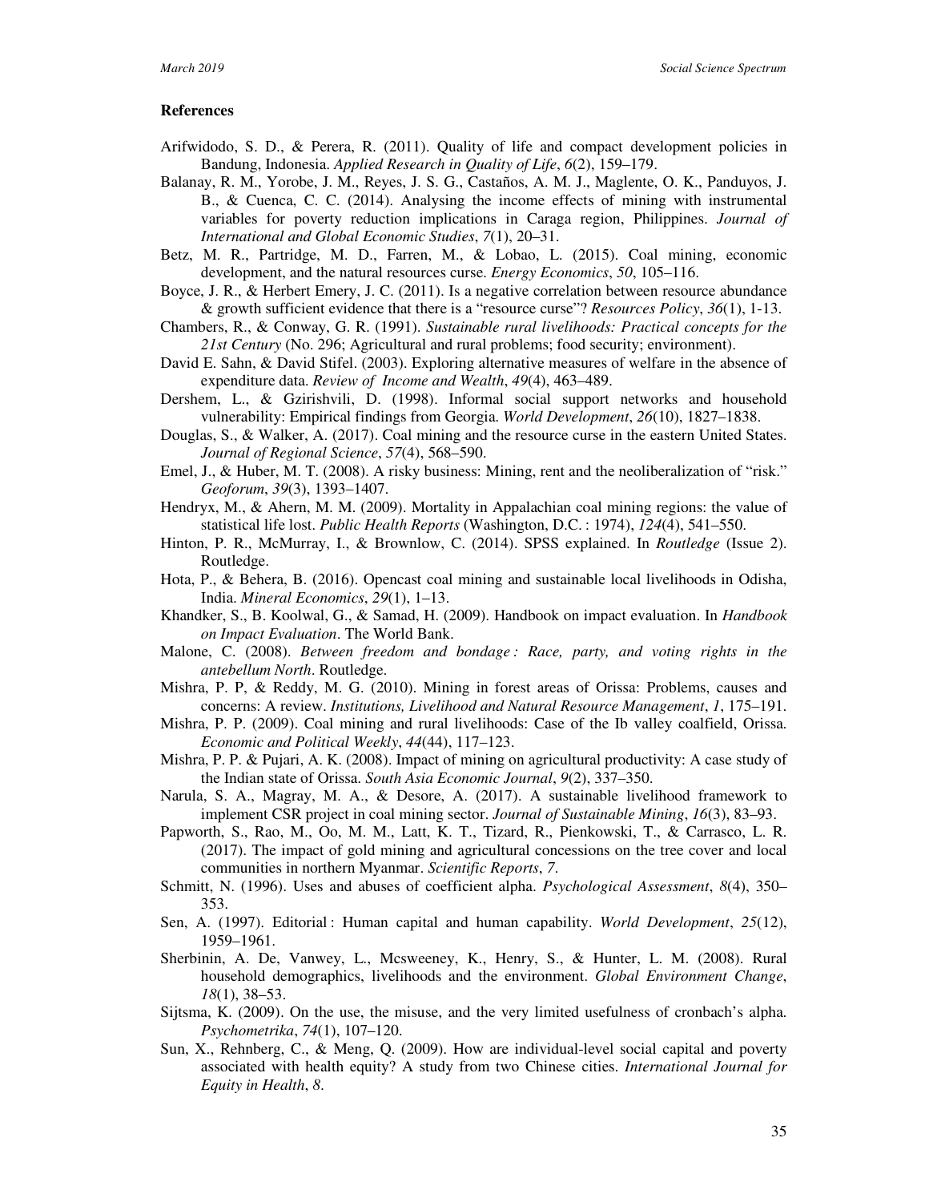## References

Arifwidodo, S. D., & Perera, R. (2011). Quality of life and compact development policies in Bandung, Indonesia. *Applied Research in Quality of Life*, *6*(2), 159–179.

Balanay, R. M., Yorobe, J. M., Reyes, J. S. G., Castaños, A. M. J., Maglente, O. K., Panduyos, J. B., & Cuenca, C. C. (2014). Analysing the income effects of mining with instrumental variables for poverty reduction implications in Caraga region, Philippines. *Journal of International and Global Economic Studies*, *7*(1), 20–31.

Betz, M. R., Partridge, M. D., Farren, M., & Lobao, L. (2015). Coal mining, economic development, and the natural resources curse. *Energy Economics*, *50*, 105–116.

Boyce, J. R., & Herbert Emery, J. C. (2011). Is a negative correlation between resource abundance & growth sufficient evidence that there is a "resource curse"? *Resources Policy*, *36*(1), 1-13.

Chambers, R., & Conway, G. R. (1991). *Sustainable rural livelihoods: Practical concepts for the 21st Century* (No. 296; Agricultural and rural problems; food security; environment).

David E. Sahn, & David Stifel. (2003). Exploring alternative measures of welfare in the absence of expenditure data. *Review of Income and Wealth*, *49*(4), 463–489.

Dershem, L., & Gzirishvili, D. (1998). Informal social support networks and household vulnerability: Empirical findings from Georgia. *World Development*, *26*(10), 1827–1838.

Douglas, S., & Walker, A. (2017). Coal mining and the resource curse in the eastern United States. *Journal of Regional Science*, *57*(4), 568–590.

Emel, J., & Huber, M. T. (2008). A risky business: Mining, rent and the neoliberalization of "risk." *Geoforum*, *39*(3), 1393–1407.

Hendryx, M., & Ahern, M. M. (2009). Mortality in Appalachian coal mining regions: the value of statistical life lost. *Public Health Reports* (Washington, D.C. : 1974), *124*(4), 541–550.

Hinton, P. R., McMurray, I., & Brownlow, C. (2014). SPSS explained. In *Routledge* (Issue 2). Routledge.

Hota, P., & Behera, B. (2016). Opencast coal mining and sustainable local livelihoods in Odisha, India. *Mineral Economics*, *29*(1), 1–13.

Khandker, S., B. Koolwal, G., & Samad, H. (2009). Handbook on impact evaluation. In *Handbook on Impact Evaluation*. The World Bank.

Malone, C. (2008). *Between freedom and bondage : Race, party, and voting rights in the antebellum North*. Routledge.

Mishra, P. P, & Reddy, M. G. (2010). Mining in forest areas of Orissa: Problems, causes and concerns: A review. *Institutions, Livelihood and Natural Resource Management*, *1*, 175–191.

Mishra, P. P. (2009). Coal mining and rural livelihoods: Case of the Ib valley coalfield, Orissa. *Economic and Political Weekly*, *44*(44), 117–123.

Mishra, P. P. & Pujari, A. K. (2008). Impact of mining on agricultural productivity: A case study of the Indian state of Orissa. *South Asia Economic Journal*, *9*(2), 337–350.

Narula, S. A., Magray, M. A., & Desore, A. (2017). A sustainable livelihood framework to implement CSR project in coal mining sector. *Journal of Sustainable Mining*, *16*(3), 83–93.

Papworth, S., Rao, M., Oo, M. M., Latt, K. T., Tizard, R., Pienkowski, T., & Carrasco, L. R. (2017). The impact of gold mining and agricultural concessions on the tree cover and local communities in northern Myanmar. *Scientific Reports*, *7*.

Schmitt, N. (1996). Uses and abuses of coefficient alpha. *Psychological Assessment*, *8*(4), 350–353.

Sen, A. (1997). Editorial : Human capital and human capability. *World Development*, *25*(12), 1959–1961.

Sherbinin, A. De, Vanwey, L., Mcsweeney, K., Henry, S., & Hunter, L. M. (2008). Rural household demographics, livelihoods and the environment. *Global Environment Change*, *18*(1), 38–53.

Sijtsma, K. (2009). On the use, the misuse, and the very limited usefulness of cronbach's alpha. *Psychometrika*, *74*(1), 107–120.

Sun, X., Rehnberg, C., & Meng, Q. (2009). How are individual-level social capital and poverty associated with health equity? A study from two Chinese cities. *International Journal for Equity in Health*, *8*.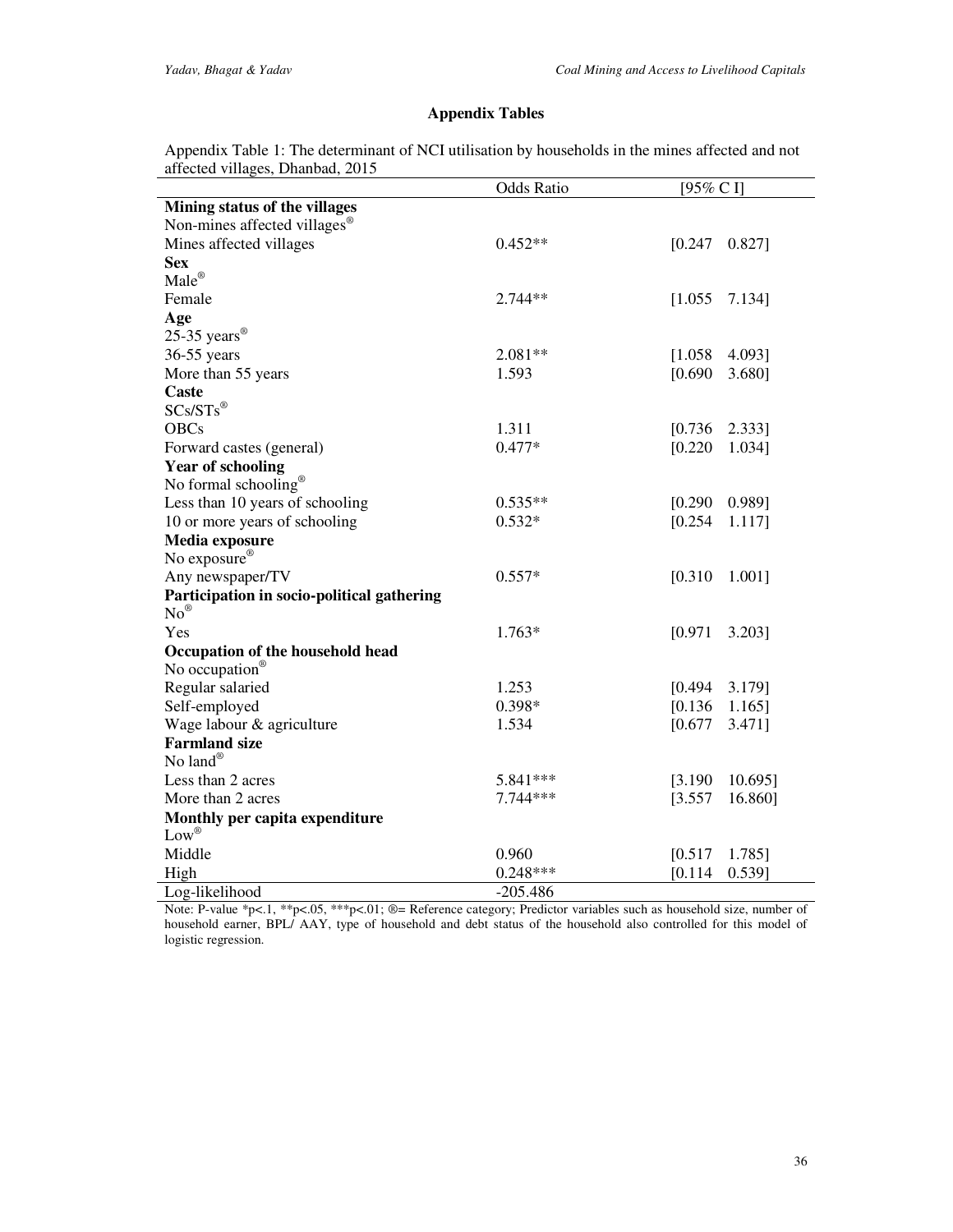## Appendix Tables

Appendix Table 1: The determinant of NCI utilisation by households in the mines affected and not affected villages, Dhanbad, 2015

| | Odds Ratio | [95% C I] |
|---|---|---|
| **Mining status of the villages** | | |
| Non-mines affected villages® | | |
| Mines affected villages | 0.452** | [0.247 0.827] |
| **Sex** | | |
| Male® | | |
| Female | 2.744** | [1.055 7.134] |
| **Age** | | |
| 25-35 years® | | |
| 36-55 years | 2.081** | [1.058 4.093] |
| More than 55 years | 1.593 | [0.690 3.680] |
| **Caste** | | |
| SCs/STs® | | |
| OBCs | 1.311 | [0.736 2.333] |
| Forward castes (general) | 0.477* | [0.220 1.034] |
| **Year of schooling** | | |
| No formal schooling® | | |
| Less than 10 years of schooling | 0.535** | [0.290 0.989] |
| 10 or more years of schooling | 0.532* | [0.254 1.117] |
| **Media exposure** | | |
| No exposure® | | |
| Any newspaper/TV | 0.557* | [0.310 1.001] |
| **Participation in socio-political gathering** | | |
| No® | | |
| Yes | 1.763* | [0.971 3.203] |
| **Occupation of the household head** | | |
| No occupation® | | |
| Regular salaried | 1.253 | [0.494 3.179] |
| Self-employed | 0.398* | [0.136 1.165] |
| Wage labour & agriculture | 1.534 | [0.677 3.471] |
| **Farmland size** | | |
| No land® | | |
| Less than 2 acres | 5.841*** | [3.190 10.695] |
| More than 2 acres | 7.744*** | [3.557 16.860] |
| **Monthly per capita expenditure** | | |
| Low® | | |
| Middle | 0.960 | [0.517 1.785] |
| High | 0.248*** | [0.114 0.539] |
| Log-likelihood | -205.486 | |

Note: P-value *p<.1, **p<.05, ***p<.01; ®= Reference category; Predictor variables such as household size, number of household earner, BPL/ AAY, type of household and debt status of the household also controlled for this model of logistic regression.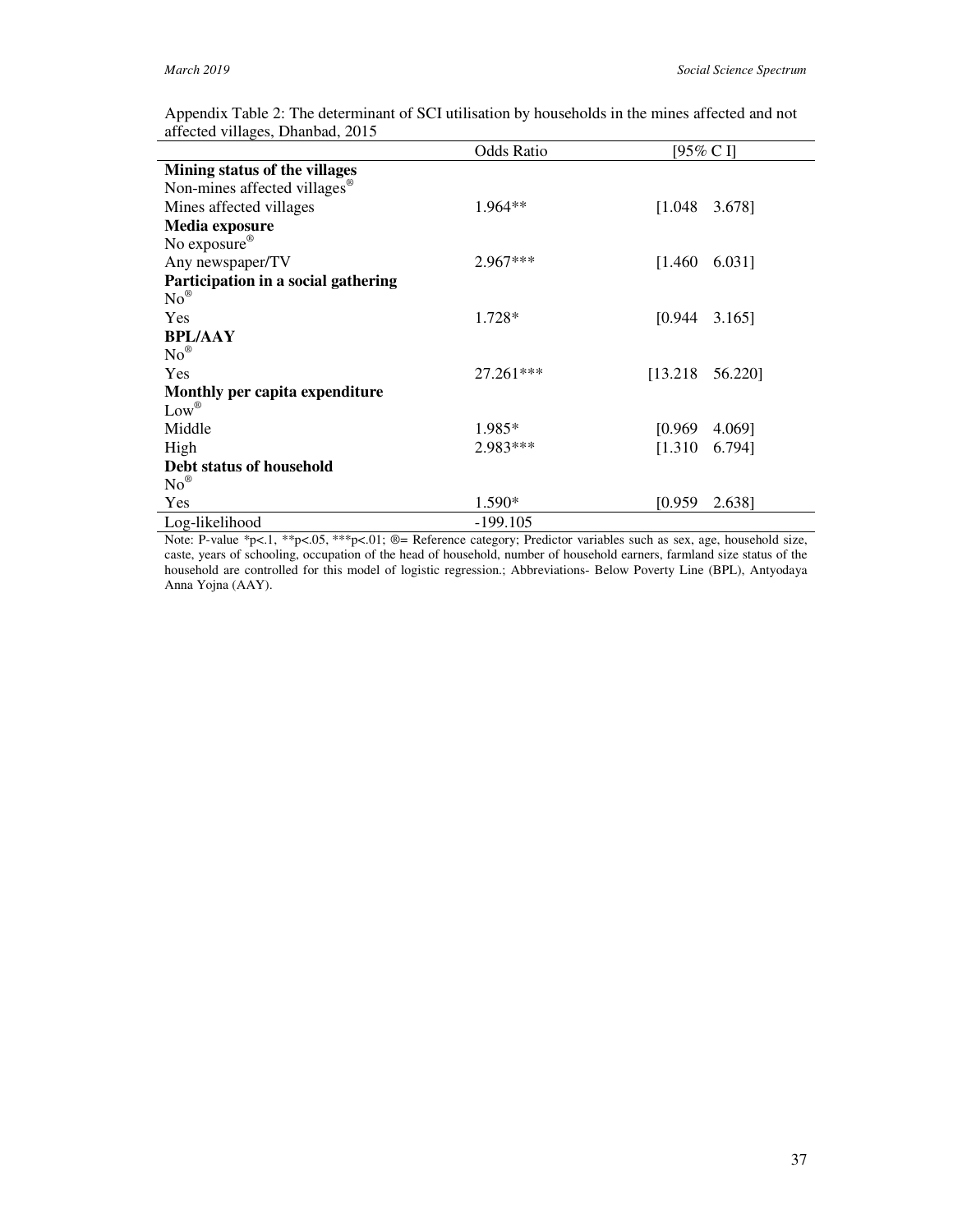Appendix Table 2: The determinant of SCI utilisation by households in the mines affected and not affected villages, Dhanbad, 2015

| | Odds Ratio | [95% C I] |
|---|---|---|
| **Mining status of the villages** | | |
| Non-mines affected villages® | | |
| Mines affected villages | 1.964** | [1.048 3.678] |
| **Media exposure** | | |
| No exposure® | | |
| Any newspaper/TV | 2.967*** | [1.460 6.031] |
| **Participation in a social gathering** | | |
| No® | | |
| Yes | 1.728* | [0.944 3.165] |
| **BPL/AAY** | | |
| No® | | |
| Yes | 27.261*** | [13.218 56.220] |
| **Monthly per capita expenditure** | | |
| Low® | | |
| Middle | 1.985* | [0.969 4.069] |
| High | 2.983*** | [1.310 6.794] |
| **Debt status of household** | | |
| No® | | |
| Yes | 1.590* | [0.959 2.638] |
| Log-likelihood | -199.105 | |

Note: P-value *p<.1, **p<.05, ***p<.01; ®= Reference category; Predictor variables such as sex, age, household size, caste, years of schooling, occupation of the head of household, number of household earners, farmland size status of the household are controlled for this model of logistic regression.; Abbreviations- Below Poverty Line (BPL), Antyodaya Anna Yojna (AAY).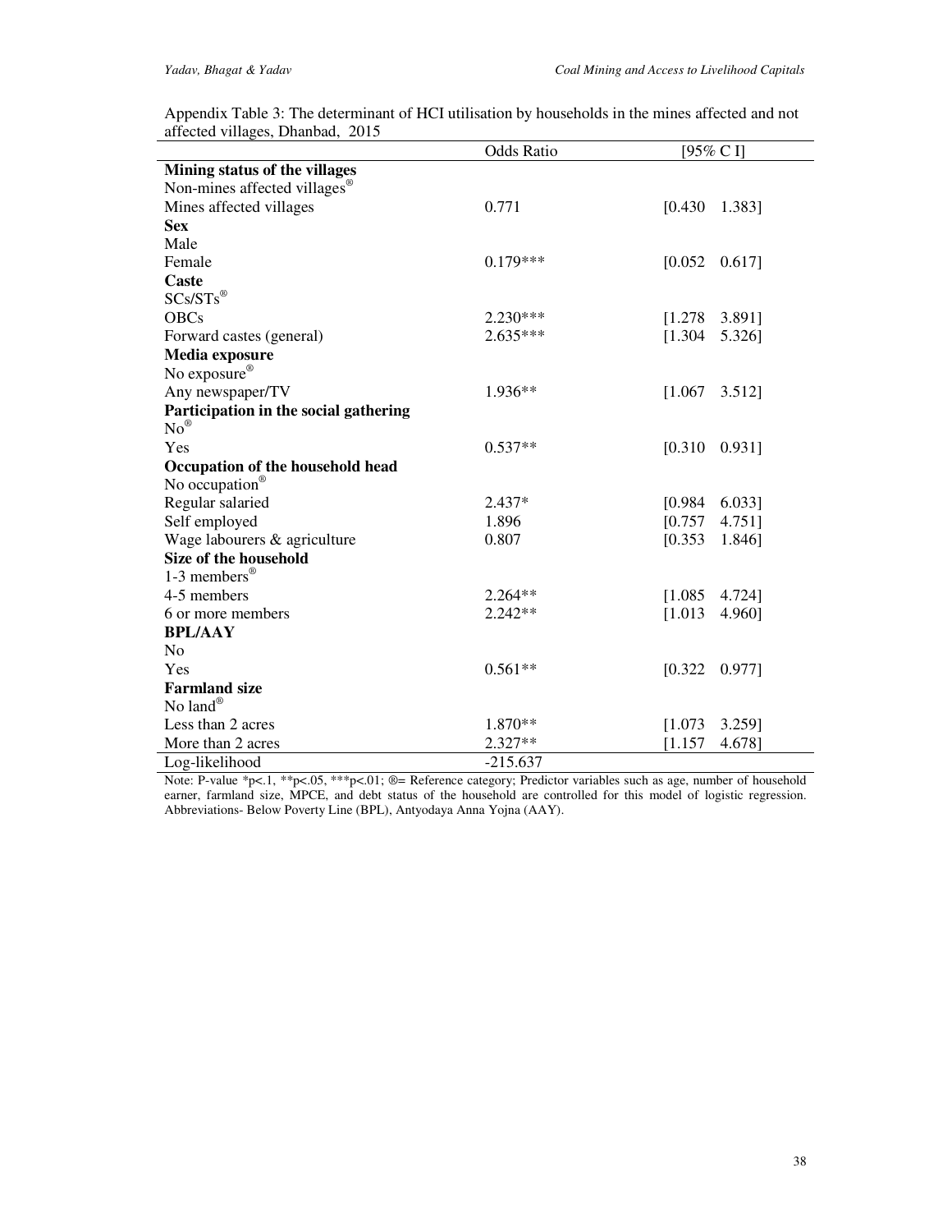Appendix Table 3: The determinant of HCI utilisation by households in the mines affected and not affected villages, Dhanbad, 2015

| | Odds Ratio | [95% C I] |
|---|---|---|
| **Mining status of the villages** | | |
| Non-mines affected villages® | | |
| Mines affected villages | 0.771 | [0.430 1.383] |
| **Sex** | | |
| Male | | |
| Female | 0.179*** | [0.052 0.617] |
| **Caste** | | |
| SCs/STs® | | |
| OBCs | 2.230*** | [1.278 3.891] |
| Forward castes (general) | 2.635*** | [1.304 5.326] |
| **Media exposure** | | |
| No exposure® | | |
| Any newspaper/TV | 1.936** | [1.067 3.512] |
| **Participation in the social gathering** | | |
| No® | | |
| Yes | 0.537** | [0.310 0.931] |
| **Occupation of the household head** | | |
| No occupation® | | |
| Regular salaried | 2.437* | [0.984 6.033] |
| Self employed | 1.896 | [0.757 4.751] |
| Wage labourers & agriculture | 0.807 | [0.353 1.846] |
| **Size of the household** | | |
| 1-3 members® | | |
| 4-5 members | 2.264** | [1.085 4.724] |
| 6 or more members | 2.242** | [1.013 4.960] |
| **BPL/AAY** | | |
| No | | |
| Yes | 0.561** | [0.322 0.977] |
| **Farmland size** | | |
| No land® | | |
| Less than 2 acres | 1.870** | [1.073 3.259] |
| More than 2 acres | 2.327** | [1.157 4.678] |
| Log-likelihood | -215.637 | |

Note: P-value *p<.1, **p<.05, ***p<.01; ®= Reference category; Predictor variables such as age, number of household earner, farmland size, MPCE, and debt status of the household are controlled for this model of logistic regression. Abbreviations- Below Poverty Line (BPL), Antyodaya Anna Yojna (AAY).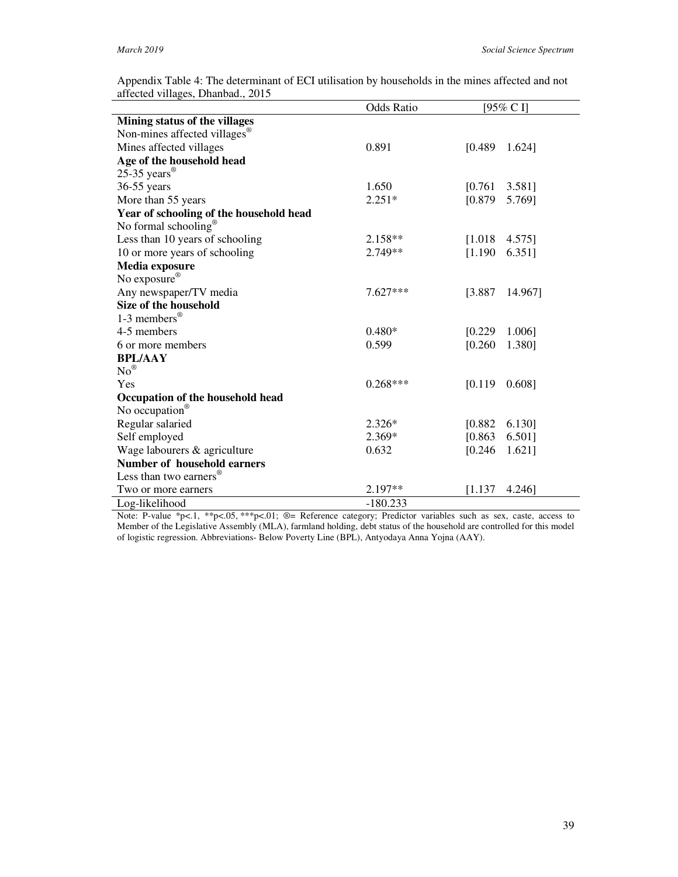Appendix Table 4: The determinant of ECI utilisation by households in the mines affected and not affected villages, Dhanbad., 2015

| | Odds Ratio | [95% C I] |
|---|---|---|
| **Mining status of the villages** | | |
| Non-mines affected villages® | | |
| Mines affected villages | 0.891 | [0.489 1.624] |
| **Age of the household head** | | |
| 25-35 years® | | |
| 36-55 years | 1.650 | [0.761 3.581] |
| More than 55 years | 2.251* | [0.879 5.769] |
| **Year of schooling of the household head** | | |
| No formal schooling® | | |
| Less than 10 years of schooling | 2.158** | [1.018 4.575] |
| 10 or more years of schooling | 2.749** | [1.190 6.351] |
| **Media exposure** | | |
| No exposure® | | |
| Any newspaper/TV media | 7.627*** | [3.887 14.967] |
| **Size of the household** | | |
| 1-3 members® | | |
| 4-5 members | 0.480* | [0.229 1.006] |
| 6 or more members | 0.599 | [0.260 1.380] |
| **BPL/AAY** | | |
| No® | | |
| Yes | 0.268*** | [0.119 0.608] |
| **Occupation of the household head** | | |
| No occupation® | | |
| Regular salaried | 2.326* | [0.882 6.130] |
| Self employed | 2.369* | [0.863 6.501] |
| Wage labourers & agriculture | 0.632 | [0.246 1.621] |
| **Number of household earners** | | |
| Less than two earners® | | |
| Two or more earners | 2.197** | [1.137 4.246] |
| Log-likelihood | -180.233 | |

Note: P-value *p<.1, **p<.05, ***p<.01; ®= Reference category; Predictor variables such as sex, caste, access to Member of the Legislative Assembly (MLA), farmland holding, debt status of the household are controlled for this model of logistic regression. Abbreviations- Below Poverty Line (BPL), Antyodaya Anna Yojna (AAY).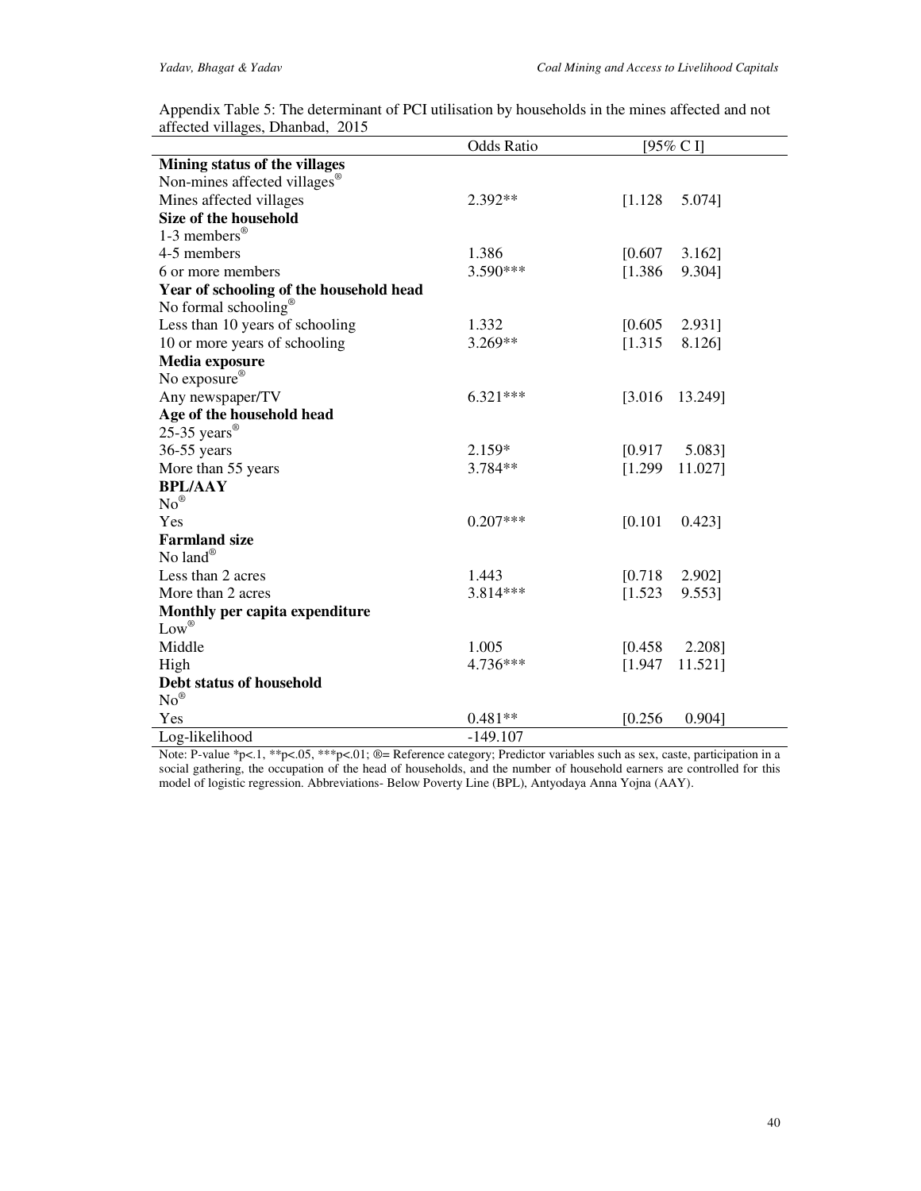Appendix Table 5: The determinant of PCI utilisation by households in the mines affected and not affected villages, Dhanbad, 2015

| | Odds Ratio | [95% C I] | |
|---|---|---|---|
| **Mining status of the villages** | | | |
| Non-mines affected villages® | | | |
| Mines affected villages | 2.392** | [1.128 | 5.074] |
| **Size of the household** | | | |
| 1-3 members® | | | |
| 4-5 members | 1.386 | [0.607 | 3.162] |
| 6 or more members | 3.590*** | [1.386 | 9.304] |
| **Year of schooling of the household head** | | | |
| No formal schooling® | | | |
| Less than 10 years of schooling | 1.332 | [0.605 | 2.931] |
| 10 or more years of schooling | 3.269** | [1.315 | 8.126] |
| **Media exposure** | | | |
| No exposure® | | | |
| Any newspaper/TV | 6.321*** | [3.016 | 13.249] |
| **Age of the household head** | | | |
| 25-35 years® | | | |
| 36-55 years | 2.159* | [0.917 | 5.083] |
| More than 55 years | 3.784** | [1.299 | 11.027] |
| **BPL/AAY** | | | |
| No® | | | |
| Yes | 0.207*** | [0.101 | 0.423] |
| **Farmland size** | | | |
| No land® | | | |
| Less than 2 acres | 1.443 | [0.718 | 2.902] |
| More than 2 acres | 3.814*** | [1.523 | 9.553] |
| **Monthly per capita expenditure** | | | |
| Low® | | | |
| Middle | 1.005 | [0.458 | 2.208] |
| High | 4.736*** | [1.947 | 11.521] |
| **Debt status of household** | | | |
| No® | | | |
| Yes | 0.481** | [0.256 | 0.904] |
| Log-likelihood | -149.107 | | |

Note: P-value *p<.1, **p<.05, ***p<.01; ®= Reference category; Predictor variables such as sex, caste, participation in a social gathering, the occupation of the head of households, and the number of household earners are controlled for this model of logistic regression. Abbreviations- Below Poverty Line (BPL), Antyodaya Anna Yojna (AAY).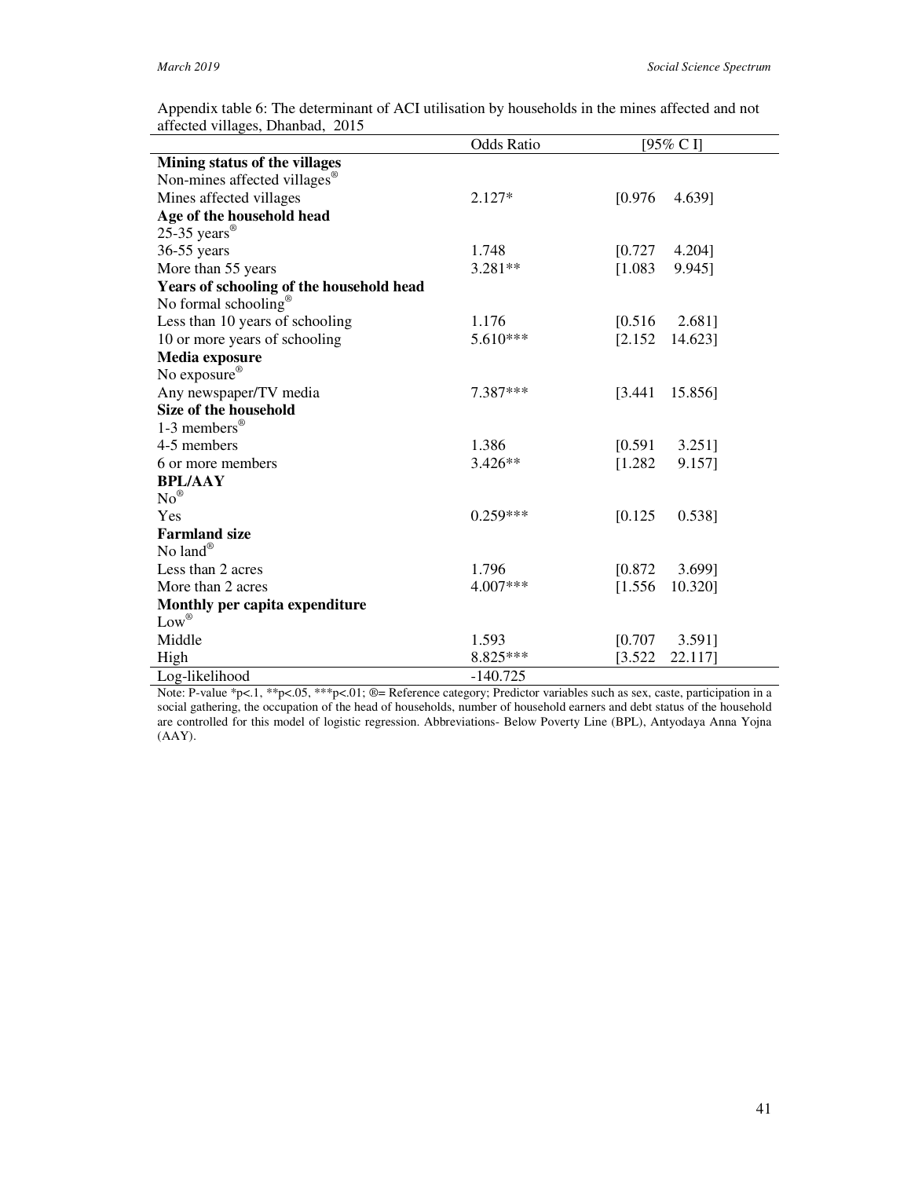Appendix table 6: The determinant of ACI utilisation by households in the mines affected and not affected villages, Dhanbad, 2015

| | Odds Ratio | [95% C I] |
|---|---|---|
| **Mining status of the villages** | | |
| Non-mines affected villages® | | |
| Mines affected villages | 2.127* | [0.976 4.639] |
| **Age of the household head** | | |
| 25-35 years® | | |
| 36-55 years | 1.748 | [0.727 4.204] |
| More than 55 years | 3.281** | [1.083 9.945] |
| **Years of schooling of the household head** | | |
| No formal schooling® | | |
| Less than 10 years of schooling | 1.176 | [0.516 2.681] |
| 10 or more years of schooling | 5.610*** | [2.152 14.623] |
| **Media exposure** | | |
| No exposure® | | |
| Any newspaper/TV media | 7.387*** | [3.441 15.856] |
| **Size of the household** | | |
| 1-3 members® | | |
| 4-5 members | 1.386 | [0.591 3.251] |
| 6 or more members | 3.426** | [1.282 9.157] |
| **BPL/AAY** | | |
| No® | | |
| Yes | 0.259*** | [0.125 0.538] |
| **Farmland size** | | |
| No land® | | |
| Less than 2 acres | 1.796 | [0.872 3.699] |
| More than 2 acres | 4.007*** | [1.556 10.320] |
| **Monthly per capita expenditure** | | |
| Low® | | |
| Middle | 1.593 | [0.707 3.591] |
| High | 8.825*** | [3.522 22.117] |
| Log-likelihood | -140.725 | |

Note: P-value *p<.1, **p<.05, ***p<.01; ®= Reference category; Predictor variables such as sex, caste, participation in a social gathering, the occupation of the head of households, number of household earners and debt status of the household are controlled for this model of logistic regression. Abbreviations- Below Poverty Line (BPL), Antyodaya Anna Yojna (AAY).